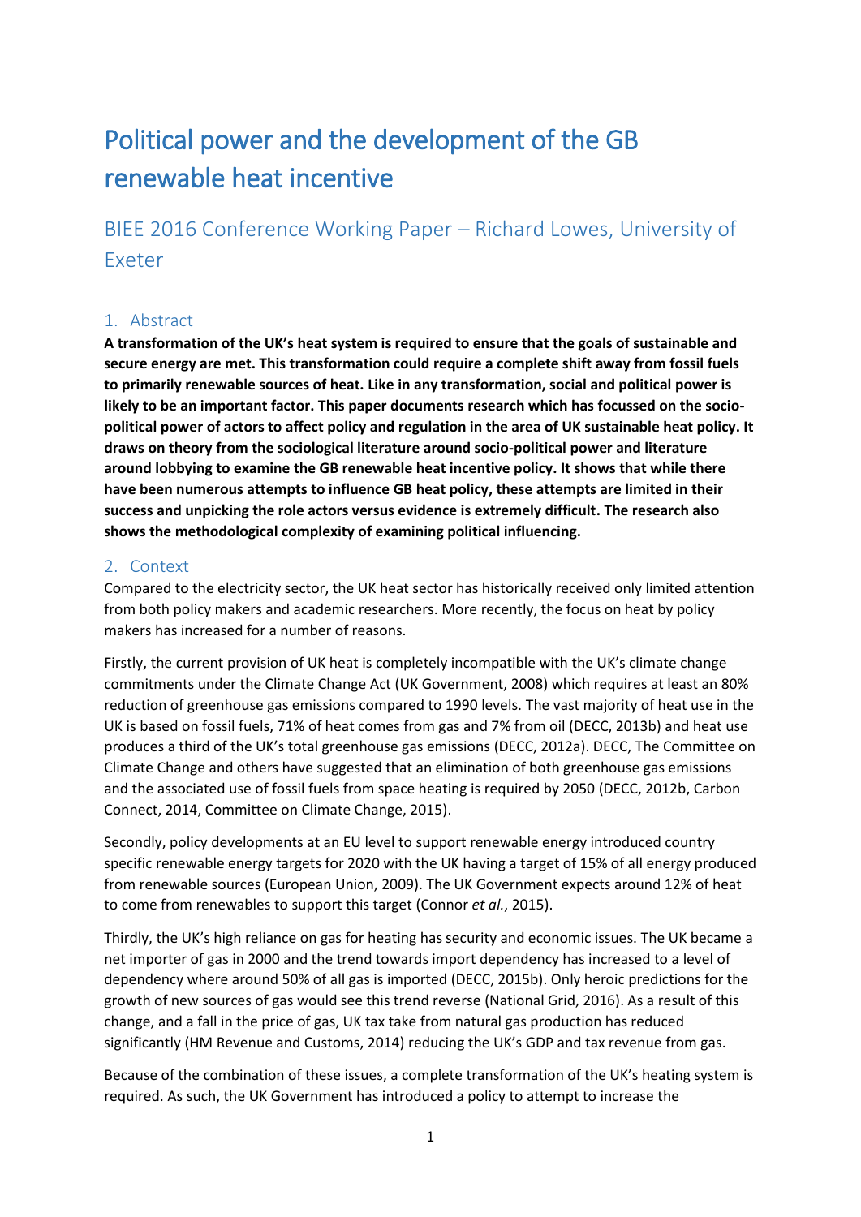# Political power and the development of the GB renewable heat incentive

## BIEE 2016 Conference Working Paper – Richard Lowes, University of Exeter

### 1. Abstract

**A transformation of the UK's heat system is required to ensure that the goals of sustainable and secure energy are met. This transformation could require a complete shift away from fossil fuels to primarily renewable sources of heat. Like in any transformation, social and political power is likely to be an important factor. This paper documents research which has focussed on the socio-political power of actors to affect policy and regulation in the area of UK sustainable heat policy. It draws on theory from the sociological literature around socio-political power and literature around lobbying to examine the GB renewable heat incentive policy. It shows that while there have been numerous attempts to influence GB heat policy, these attempts are limited in their success and unpicking the role actors versus evidence is extremely difficult. The research also shows the methodological complexity of examining political influencing.**

### 2. Context

Compared to the electricity sector, the UK heat sector has historically received only limited attention from both policy makers and academic researchers. More recently, the focus on heat by policy makers has increased for a number of reasons.

Firstly, the current provision of UK heat is completely incompatible with the UK's climate change commitments under the Climate Change Act (UK Government, 2008) which requires at least an 80% reduction of greenhouse gas emissions compared to 1990 levels. The vast majority of heat use in the UK is based on fossil fuels, 71% of heat comes from gas and 7% from oil (DECC, 2013b) and heat use produces a third of the UK's total greenhouse gas emissions (DECC, 2012a). DECC, The Committee on Climate Change and others have suggested that an elimination of both greenhouse gas emissions and the associated use of fossil fuels from space heating is required by 2050 (DECC, 2012b, Carbon Connect, 2014, Committee on Climate Change, 2015).

Secondly, policy developments at an EU level to support renewable energy introduced country specific renewable energy targets for 2020 with the UK having a target of 15% of all energy produced from renewable sources (European Union, 2009). The UK Government expects around 12% of heat to come from renewables to support this target (Connor *et al.*, 2015).

Thirdly, the UK's high reliance on gas for heating has security and economic issues. The UK became a net importer of gas in 2000 and the trend towards import dependency has increased to a level of dependency where around 50% of all gas is imported (DECC, 2015b). Only heroic predictions for the growth of new sources of gas would see this trend reverse (National Grid, 2016). As a result of this change, and a fall in the price of gas, UK tax take from natural gas production has reduced significantly (HM Revenue and Customs, 2014) reducing the UK's GDP and tax revenue from gas.

Because of the combination of these issues, a complete transformation of the UK's heating system is required. As such, the UK Government has introduced a policy to attempt to increase the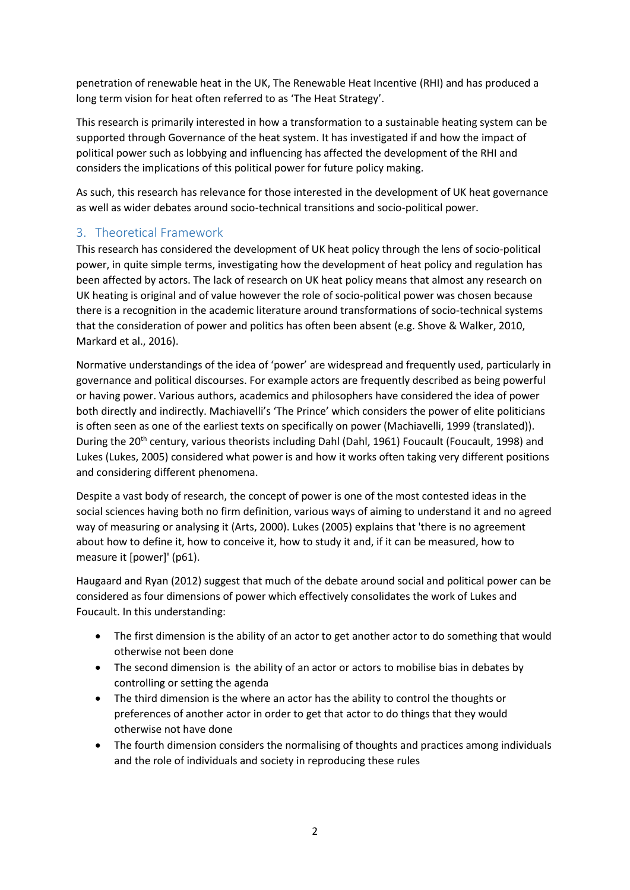penetration of renewable heat in the UK, The Renewable Heat Incentive (RHI) and has produced a long term vision for heat often referred to as 'The Heat Strategy'.

This research is primarily interested in how a transformation to a sustainable heating system can be supported through Governance of the heat system. It has investigated if and how the impact of political power such as lobbying and influencing has affected the development of the RHI and considers the implications of this political power for future policy making.

As such, this research has relevance for those interested in the development of UK heat governance as well as wider debates around socio-technical transitions and socio-political power.

## 3. Theoretical Framework

This research has considered the development of UK heat policy through the lens of socio-political power, in quite simple terms, investigating how the development of heat policy and regulation has been affected by actors. The lack of research on UK heat policy means that almost any research on UK heating is original and of value however the role of socio-political power was chosen because there is a recognition in the academic literature around transformations of socio-technical systems that the consideration of power and politics has often been absent (e.g. Shove & Walker, 2010, Markard et al., 2016).

Normative understandings of the idea of 'power' are widespread and frequently used, particularly in governance and political discourses. For example actors are frequently described as being powerful or having power. Various authors, academics and philosophers have considered the idea of power both directly and indirectly. Machiavelli's 'The Prince' which considers the power of elite politicians is often seen as one of the earliest texts on specifically on power (Machiavelli, 1999 (translated)). During the 20th century, various theorists including Dahl (Dahl, 1961) Foucault (Foucault, 1998) and Lukes (Lukes, 2005) considered what power is and how it works often taking very different positions and considering different phenomena.

Despite a vast body of research, the concept of power is one of the most contested ideas in the social sciences having both no firm definition, various ways of aiming to understand it and no agreed way of measuring or analysing it (Arts, 2000). Lukes (2005) explains that 'there is no agreement about how to define it, how to conceive it, how to study it and, if it can be measured, how to measure it [power]' (p61).

Haugaard and Ryan (2012) suggest that much of the debate around social and political power can be considered as four dimensions of power which effectively consolidates the work of Lukes and Foucault. In this understanding:

- The first dimension is the ability of an actor to get another actor to do something that would otherwise not been done
- The second dimension is the ability of an actor or actors to mobilise bias in debates by controlling or setting the agenda
- The third dimension is the where an actor has the ability to control the thoughts or preferences of another actor in order to get that actor to do things that they would otherwise not have done
- The fourth dimension considers the normalising of thoughts and practices among individuals and the role of individuals and society in reproducing these rules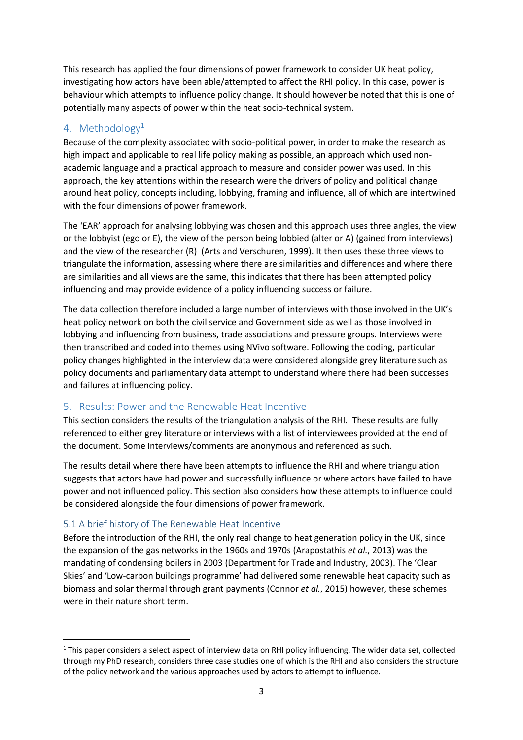This research has applied the four dimensions of power framework to consider UK heat policy, investigating how actors have been able/attempted to affect the RHI policy. In this case, power is behaviour which attempts to influence policy change. It should however be noted that this is one of potentially many aspects of power within the heat socio-technical system.

## 4. Methodology[1]

Because of the complexity associated with socio-political power, in order to make the research as high impact and applicable to real life policy making as possible, an approach which used non-academic language and a practical approach to measure and consider power was used. In this approach, the key attentions within the research were the drivers of policy and political change around heat policy, concepts including, lobbying, framing and influence, all of which are intertwined with the four dimensions of power framework.

The 'EAR' approach for analysing lobbying was chosen and this approach uses three angles, the view or the lobbyist (ego or E), the view of the person being lobbied (alter or A) (gained from interviews) and the view of the researcher (R) (Arts and Verschuren, 1999). It then uses these three views to triangulate the information, assessing where there are similarities and differences and where there are similarities and all views are the same, this indicates that there has been attempted policy influencing and may provide evidence of a policy influencing success or failure.

The data collection therefore included a large number of interviews with those involved in the UK's heat policy network on both the civil service and Government side as well as those involved in lobbying and influencing from business, trade associations and pressure groups. Interviews were then transcribed and coded into themes using NVivo software. Following the coding, particular policy changes highlighted in the interview data were considered alongside grey literature such as policy documents and parliamentary data attempt to understand where there had been successes and failures at influencing policy.

## 5. Results: Power and the Renewable Heat Incentive

This section considers the results of the triangulation analysis of the RHI. These results are fully referenced to either grey literature or interviews with a list of interviewees provided at the end of the document. Some interviews/comments are anonymous and referenced as such.

The results detail where there have been attempts to influence the RHI and where triangulation suggests that actors have had power and successfully influence or where actors have failed to have power and not influenced policy. This section also considers how these attempts to influence could be considered alongside the four dimensions of power framework.

### 5.1 A brief history of The Renewable Heat Incentive

Before the introduction of the RHI, the only real change to heat generation policy in the UK, since the expansion of the gas networks in the 1960s and 1970s (Arapostathis *et al.*, 2013) was the mandating of condensing boilers in 2003 (Department for Trade and Industry, 2003). The 'Clear Skies' and 'Low-carbon buildings programme' had delivered some renewable heat capacity such as biomass and solar thermal through grant payments (Connor *et al.*, 2015) however, these schemes were in their nature short term.

---

[1] This paper considers a select aspect of interview data on RHI policy influencing. The wider data set, collected through my PhD research, considers three case studies one of which is the RHI and also considers the structure of the policy network and the various approaches used by actors to attempt to influence.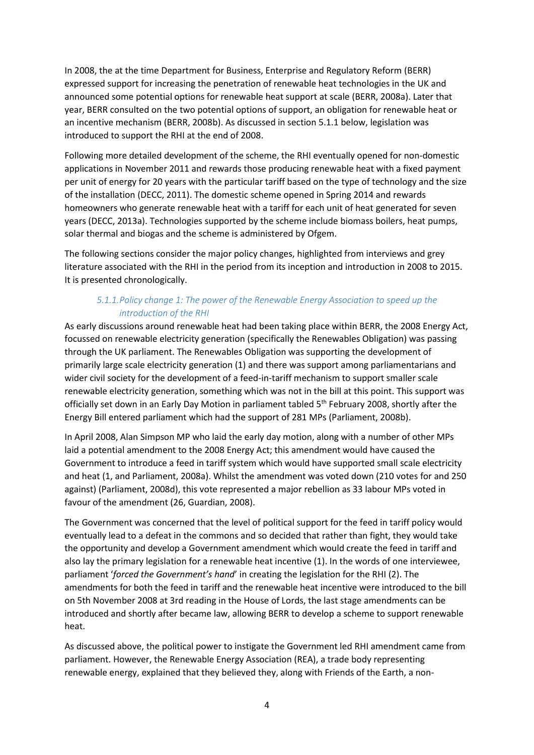In 2008, the at the time Department for Business, Enterprise and Regulatory Reform (BERR) expressed support for increasing the penetration of renewable heat technologies in the UK and announced some potential options for renewable heat support at scale (BERR, 2008a). Later that year, BERR consulted on the two potential options of support, an obligation for renewable heat or an incentive mechanism (BERR, 2008b). As discussed in section 5.1.1 below, legislation was introduced to support the RHI at the end of 2008.

Following more detailed development of the scheme, the RHI eventually opened for non-domestic applications in November 2011 and rewards those producing renewable heat with a fixed payment per unit of energy for 20 years with the particular tariff based on the type of technology and the size of the installation (DECC, 2011). The domestic scheme opened in Spring 2014 and rewards homeowners who generate renewable heat with a tariff for each unit of heat generated for seven years (DECC, 2013a). Technologies supported by the scheme include biomass boilers, heat pumps, solar thermal and biogas and the scheme is administered by Ofgem.

The following sections consider the major policy changes, highlighted from interviews and grey literature associated with the RHI in the period from its inception and introduction in 2008 to 2015. It is presented chronologically.

### *5.1.1. Policy change 1: The power of the Renewable Energy Association to speed up the introduction of the RHI*

As early discussions around renewable heat had been taking place within BERR, the 2008 Energy Act, focussed on renewable electricity generation (specifically the Renewables Obligation) was passing through the UK parliament. The Renewables Obligation was supporting the development of primarily large scale electricity generation (1) and there was support among parliamentarians and wider civil society for the development of a feed-in-tariff mechanism to support smaller scale renewable electricity generation, something which was not in the bill at this point. This support was officially set down in an Early Day Motion in parliament tabled 5th February 2008, shortly after the Energy Bill entered parliament which had the support of 281 MPs (Parliament, 2008b).

In April 2008, Alan Simpson MP who laid the early day motion, along with a number of other MPs laid a potential amendment to the 2008 Energy Act; this amendment would have caused the Government to introduce a feed in tariff system which would have supported small scale electricity and heat (1, and Parliament, 2008a). Whilst the amendment was voted down (210 votes for and 250 against) (Parliament, 2008d), this vote represented a major rebellion as 33 labour MPs voted in favour of the amendment (26, Guardian, 2008).

The Government was concerned that the level of political support for the feed in tariff policy would eventually lead to a defeat in the commons and so decided that rather than fight, they would take the opportunity and develop a Government amendment which would create the feed in tariff and also lay the primary legislation for a renewable heat incentive (1). In the words of one interviewee, parliament '*forced the Government's hand*' in creating the legislation for the RHI (2). The amendments for both the feed in tariff and the renewable heat incentive were introduced to the bill on 5th November 2008 at 3rd reading in the House of Lords, the last stage amendments can be introduced and shortly after became law, allowing BERR to develop a scheme to support renewable heat.

As discussed above, the political power to instigate the Government led RHI amendment came from parliament. However, the Renewable Energy Association (REA), a trade body representing renewable energy, explained that they believed they, along with Friends of the Earth, a non-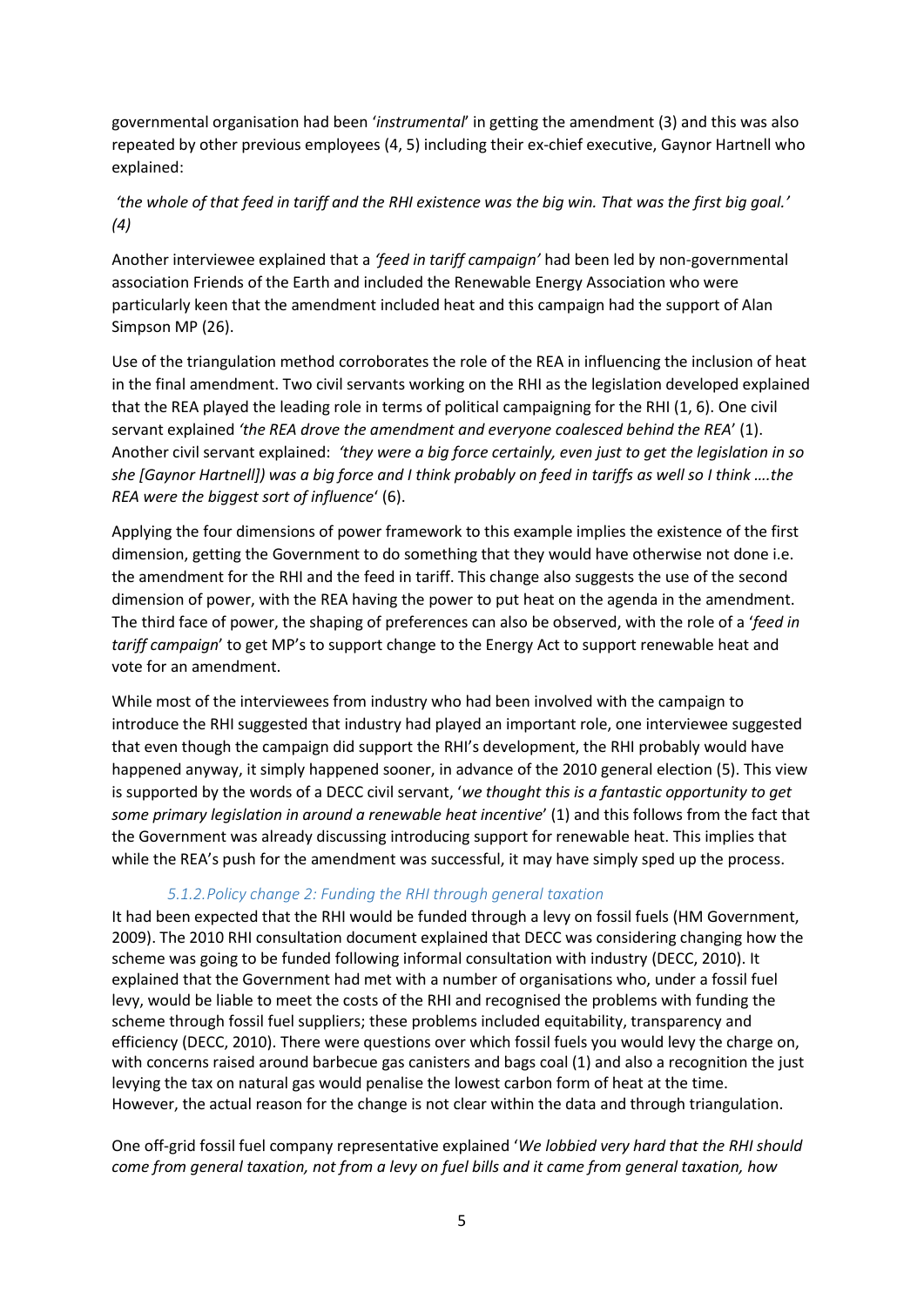governmental organisation had been '*instrumental*' in getting the amendment (3) and this was also repeated by other previous employees (4, 5) including their ex-chief executive, Gaynor Hartnell who explained:

*'the whole of that feed in tariff and the RHI existence was the big win. That was the first big goal.' (4)*

Another interviewee explained that a *'feed in tariff campaign'* had been led by non-governmental association Friends of the Earth and included the Renewable Energy Association who were particularly keen that the amendment included heat and this campaign had the support of Alan Simpson MP (26).

Use of the triangulation method corroborates the role of the REA in influencing the inclusion of heat in the final amendment. Two civil servants working on the RHI as the legislation developed explained that the REA played the leading role in terms of political campaigning for the RHI (1, 6). One civil servant explained *'the REA drove the amendment and everyone coalesced behind the REA*' (1). Another civil servant explained: *'they were a big force certainly, even just to get the legislation in so she [Gaynor Hartnell]) was a big force and I think probably on feed in tariffs as well so I think ….the REA were the biggest sort of influence*' (6).

Applying the four dimensions of power framework to this example implies the existence of the first dimension, getting the Government to do something that they would have otherwise not done i.e. the amendment for the RHI and the feed in tariff. This change also suggests the use of the second dimension of power, with the REA having the power to put heat on the agenda in the amendment. The third face of power, the shaping of preferences can also be observed, with the role of a '*feed in tariff campaign*' to get MP's to support change to the Energy Act to support renewable heat and vote for an amendment.

While most of the interviewees from industry who had been involved with the campaign to introduce the RHI suggested that industry had played an important role, one interviewee suggested that even though the campaign did support the RHI's development, the RHI probably would have happened anyway, it simply happened sooner, in advance of the 2010 general election (5). This view is supported by the words of a DECC civil servant, '*we thought this is a fantastic opportunity to get some primary legislation in around a renewable heat incentive*' (1) and this follows from the fact that the Government was already discussing introducing support for renewable heat. This implies that while the REA's push for the amendment was successful, it may have simply sped up the process.

### *5.1.2. Policy change 2: Funding the RHI through general taxation*

It had been expected that the RHI would be funded through a levy on fossil fuels (HM Government, 2009). The 2010 RHI consultation document explained that DECC was considering changing how the scheme was going to be funded following informal consultation with industry (DECC, 2010). It explained that the Government had met with a number of organisations who, under a fossil fuel levy, would be liable to meet the costs of the RHI and recognised the problems with funding the scheme through fossil fuel suppliers; these problems included equitability, transparency and efficiency (DECC, 2010). There were questions over which fossil fuels you would levy the charge on, with concerns raised around barbecue gas canisters and bags coal (1) and also a recognition the just levying the tax on natural gas would penalise the lowest carbon form of heat at the time. However, the actual reason for the change is not clear within the data and through triangulation.

One off-grid fossil fuel company representative explained '*We lobbied very hard that the RHI should come from general taxation, not from a levy on fuel bills and it came from general taxation, how*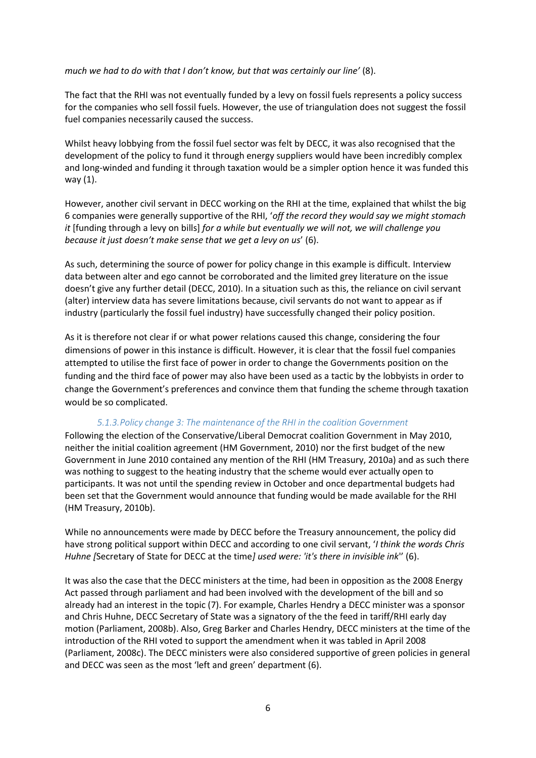*much we had to do with that I don't know, but that was certainly our line'* (8).

The fact that the RHI was not eventually funded by a levy on fossil fuels represents a policy success for the companies who sell fossil fuels. However, the use of triangulation does not suggest the fossil fuel companies necessarily caused the success.

Whilst heavy lobbying from the fossil fuel sector was felt by DECC, it was also recognised that the development of the policy to fund it through energy suppliers would have been incredibly complex and long-winded and funding it through taxation would be a simpler option hence it was funded this way (1).

However, another civil servant in DECC working on the RHI at the time, explained that whilst the big 6 companies were generally supportive of the RHI, '*off the record they would say we might stomach it* [funding through a levy on bills] *for a while but eventually we will not, we will challenge you because it just doesn't make sense that we get a levy on us*' (6).

As such, determining the source of power for policy change in this example is difficult. Interview data between alter and ego cannot be corroborated and the limited grey literature on the issue doesn't give any further detail (DECC, 2010). In a situation such as this, the reliance on civil servant (alter) interview data has severe limitations because, civil servants do not want to appear as if industry (particularly the fossil fuel industry) have successfully changed their policy position.

As it is therefore not clear if or what power relations caused this change, considering the four dimensions of power in this instance is difficult. However, it is clear that the fossil fuel companies attempted to utilise the first face of power in order to change the Governments position on the funding and the third face of power may also have been used as a tactic by the lobbyists in order to change the Government's preferences and convince them that funding the scheme through taxation would be so complicated.

### *5.1.3. Policy change 3: The maintenance of the RHI in the coalition Government*

Following the election of the Conservative/Liberal Democrat coalition Government in May 2010, neither the initial coalition agreement (HM Government, 2010) nor the first budget of the new Government in June 2010 contained any mention of the RHI (HM Treasury, 2010a) and as such there was nothing to suggest to the heating industry that the scheme would ever actually open to participants. It was not until the spending review in October and once departmental budgets had been set that the Government would announce that funding would be made available for the RHI (HM Treasury, 2010b).

While no announcements were made by DECC before the Treasury announcement, the policy did have strong political support within DECC and according to one civil servant, '*I think the words Chris Huhne [*Secretary of State for DECC at the time*] used were: 'it's there in invisible ink*'' (6).

It was also the case that the DECC ministers at the time, had been in opposition as the 2008 Energy Act passed through parliament and had been involved with the development of the bill and so already had an interest in the topic (7). For example, Charles Hendry a DECC minister was a sponsor and Chris Huhne, DECC Secretary of State was a signatory of the the feed in tariff/RHI early day motion (Parliament, 2008b). Also, Greg Barker and Charles Hendry, DECC ministers at the time of the introduction of the RHI voted to support the amendment when it was tabled in April 2008 (Parliament, 2008c). The DECC ministers were also considered supportive of green policies in general and DECC was seen as the most 'left and green' department (6).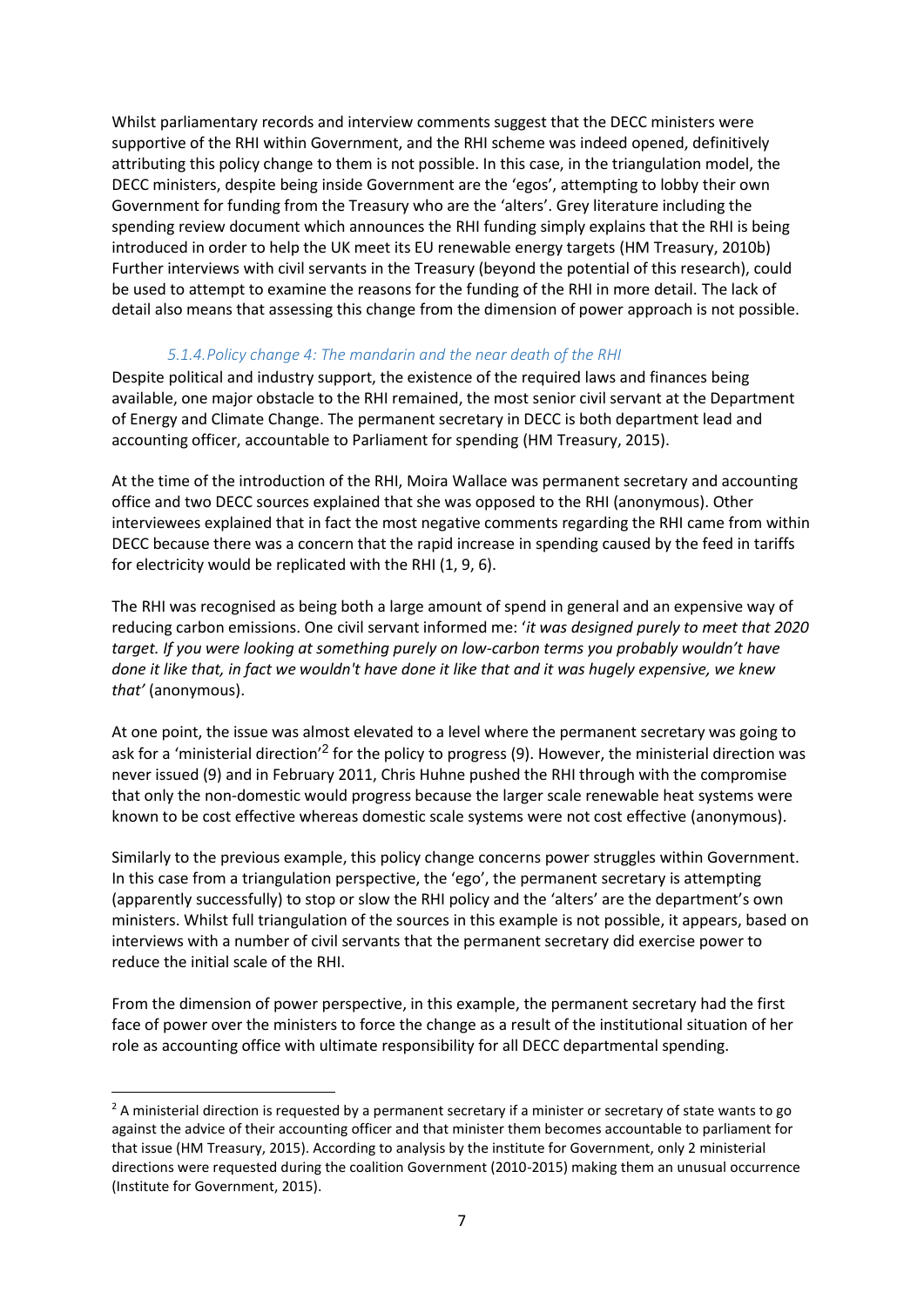Whilst parliamentary records and interview comments suggest that the DECC ministers were supportive of the RHI within Government, and the RHI scheme was indeed opened, definitively attributing this policy change to them is not possible. In this case, in the triangulation model, the DECC ministers, despite being inside Government are the 'egos', attempting to lobby their own Government for funding from the Treasury who are the 'alters'. Grey literature including the spending review document which announces the RHI funding simply explains that the RHI is being introduced in order to help the UK meet its EU renewable energy targets (HM Treasury, 2010b) Further interviews with civil servants in the Treasury (beyond the potential of this research), could be used to attempt to examine the reasons for the funding of the RHI in more detail. The lack of detail also means that assessing this change from the dimension of power approach is not possible.

#### *5.1.4. Policy change 4: The mandarin and the near death of the RHI*

Despite political and industry support, the existence of the required laws and finances being available, one major obstacle to the RHI remained, the most senior civil servant at the Department of Energy and Climate Change. The permanent secretary in DECC is both department lead and accounting officer, accountable to Parliament for spending (HM Treasury, 2015).

At the time of the introduction of the RHI, Moira Wallace was permanent secretary and accounting office and two DECC sources explained that she was opposed to the RHI (anonymous). Other interviewees explained that in fact the most negative comments regarding the RHI came from within DECC because there was a concern that the rapid increase in spending caused by the feed in tariffs for electricity would be replicated with the RHI (1, 9, 6).

The RHI was recognised as being both a large amount of spend in general and an expensive way of reducing carbon emissions. One civil servant informed me: '*it was designed purely to meet that 2020 target. If you were looking at something purely on low-carbon terms you probably wouldn't have done it like that, in fact we wouldn't have done it like that and it was hugely expensive, we knew that'* (anonymous).

At one point, the issue was almost elevated to a level where the permanent secretary was going to ask for a 'ministerial direction'[2] for the policy to progress (9). However, the ministerial direction was never issued (9) and in February 2011, Chris Huhne pushed the RHI through with the compromise that only the non-domestic would progress because the larger scale renewable heat systems were known to be cost effective whereas domestic scale systems were not cost effective (anonymous).

Similarly to the previous example, this policy change concerns power struggles within Government. In this case from a triangulation perspective, the 'ego', the permanent secretary is attempting (apparently successfully) to stop or slow the RHI policy and the 'alters' are the department's own ministers. Whilst full triangulation of the sources in this example is not possible, it appears, based on interviews with a number of civil servants that the permanent secretary did exercise power to reduce the initial scale of the RHI.

From the dimension of power perspective, in this example, the permanent secretary had the first face of power over the ministers to force the change as a result of the institutional situation of her role as accounting office with ultimate responsibility for all DECC departmental spending.

[2] A ministerial direction is requested by a permanent secretary if a minister or secretary of state wants to go against the advice of their accounting officer and that minister them becomes accountable to parliament for that issue (HM Treasury, 2015). According to analysis by the institute for Government, only 2 ministerial directions were requested during the coalition Government (2010-2015) making them an unusual occurrence (Institute for Government, 2015).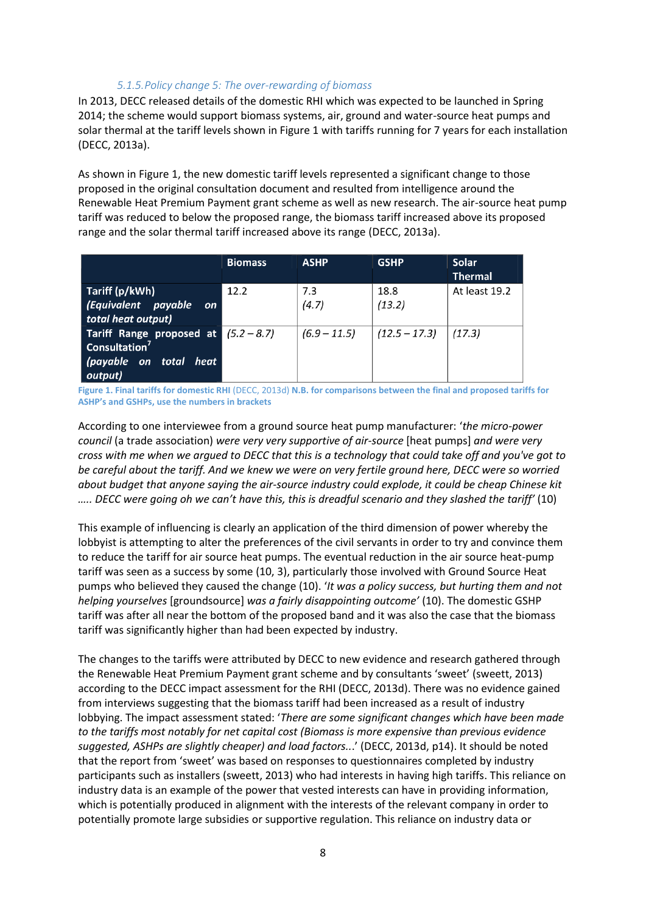### *5.1.5. Policy change 5: The over-rewarding of biomass*

In 2013, DECC released details of the domestic RHI which was expected to be launched in Spring 2014; the scheme would support biomass systems, air, ground and water-source heat pumps and solar thermal at the tariff levels shown in Figure 1 with tariffs running for 7 years for each installation (DECC, 2013a).

As shown in Figure 1, the new domestic tariff levels represented a significant change to those proposed in the original consultation document and resulted from intelligence around the Renewable Heat Premium Payment grant scheme as well as new research. The air-source heat pump tariff was reduced to below the proposed range, the biomass tariff increased above its proposed range and the solar thermal tariff increased above its range (DECC, 2013a).

| | Biomass | ASHP | GSHP | Solar Thermal |
|---|---|---|---|---|
| **Tariff (p/kWh)** ***(Equivalent payable on total heat output)*** | 12.2 | 7.3 *(4.7)* | 18.8 *(13.2)* | At least 19.2 |
| **Tariff Range proposed at Consultation[7]** ***(payable on total heat output)*** | *(5.2 – 8.7)* | *(6.9 – 11.5)* | *(12.5 – 17.3)* | *(17.3)* |

**Figure 1. Final tariffs for domestic RHI** (DECC, 2013d) **N.B. for comparisons between the final and proposed tariffs for ASHP's and GSHPs, use the numbers in brackets**

According to one interviewee from a ground source heat pump manufacturer: '*the micro-power council* (a trade association) *were very very supportive of air-source* [heat pumps] *and were very cross with me when we argued to DECC that this is a technology that could take off and you've got to be careful about the tariff. And we knew we were on very fertile ground here, DECC were so worried about budget that anyone saying the air-source industry could explode, it could be cheap Chinese kit ….. DECC were going oh we can't have this, this is dreadful scenario and they slashed the tariff*' (10)

This example of influencing is clearly an application of the third dimension of power whereby the lobbyist is attempting to alter the preferences of the civil servants in order to try and convince them to reduce the tariff for air source heat pumps. The eventual reduction in the air source heat-pump tariff was seen as a success by some (10, 3), particularly those involved with Ground Source Heat pumps who believed they caused the change (10). '*It was a policy success, but hurting them and not helping yourselves* [groundsource] *was a fairly disappointing outcome'* (10). The domestic GSHP tariff was after all near the bottom of the proposed band and it was also the case that the biomass tariff was significantly higher than had been expected by industry.

The changes to the tariffs were attributed by DECC to new evidence and research gathered through the Renewable Heat Premium Payment grant scheme and by consultants 'sweet' (sweett, 2013) according to the DECC impact assessment for the RHI (DECC, 2013d). There was no evidence gained from interviews suggesting that the biomass tariff had been increased as a result of industry lobbying. The impact assessment stated: '*There are some significant changes which have been made to the tariffs most notably for net capital cost (Biomass is more expensive than previous evidence suggested, ASHPs are slightly cheaper) and load factors...*' (DECC, 2013d, p14). It should be noted that the report from 'sweet' was based on responses to questionnaires completed by industry participants such as installers (sweett, 2013) who had interests in having high tariffs. This reliance on industry data is an example of the power that vested interests can have in providing information, which is potentially produced in alignment with the interests of the relevant company in order to potentially promote large subsidies or supportive regulation. This reliance on industry data or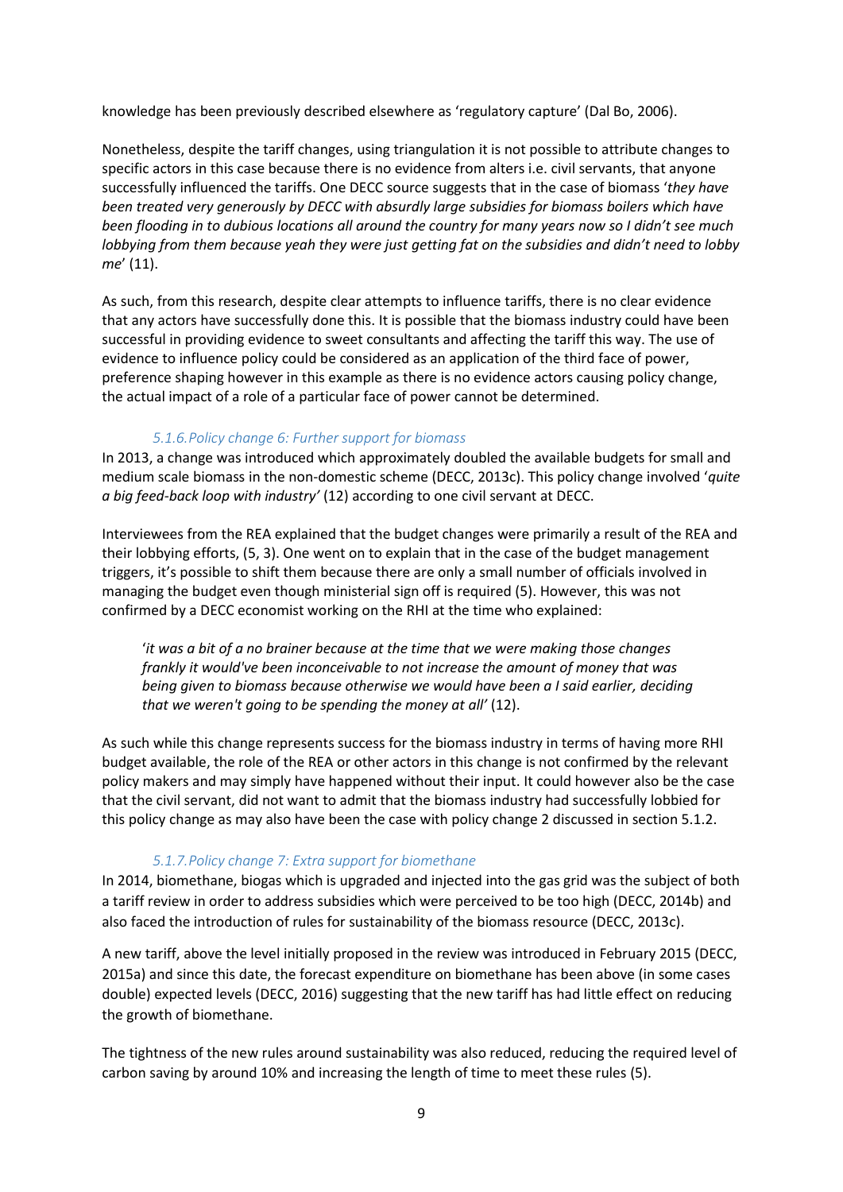knowledge has been previously described elsewhere as 'regulatory capture' (Dal Bo, 2006).

Nonetheless, despite the tariff changes, using triangulation it is not possible to attribute changes to specific actors in this case because there is no evidence from alters i.e. civil servants, that anyone successfully influenced the tariffs. One DECC source suggests that in the case of biomass '*they have been treated very generously by DECC with absurdly large subsidies for biomass boilers which have been flooding in to dubious locations all around the country for many years now so I didn't see much lobbying from them because yeah they were just getting fat on the subsidies and didn't need to lobby me*' (11).

As such, from this research, despite clear attempts to influence tariffs, there is no clear evidence that any actors have successfully done this. It is possible that the biomass industry could have been successful in providing evidence to sweet consultants and affecting the tariff this way. The use of evidence to influence policy could be considered as an application of the third face of power, preference shaping however in this example as there is no evidence actors causing policy change, the actual impact of a role of a particular face of power cannot be determined.

### *5.1.6. Policy change 6: Further support for biomass*

In 2013, a change was introduced which approximately doubled the available budgets for small and medium scale biomass in the non-domestic scheme (DECC, 2013c). This policy change involved '*quite a big feed-back loop with industry'* (12) according to one civil servant at DECC.

Interviewees from the REA explained that the budget changes were primarily a result of the REA and their lobbying efforts, (5, 3). One went on to explain that in the case of the budget management triggers, it's possible to shift them because there are only a small number of officials involved in managing the budget even though ministerial sign off is required (5). However, this was not confirmed by a DECC economist working on the RHI at the time who explained:

> '*it was a bit of a no brainer because at the time that we were making those changes frankly it would've been inconceivable to not increase the amount of money that was being given to biomass because otherwise we would have been a I said earlier, deciding that we weren't going to be spending the money at all'* (12).

As such while this change represents success for the biomass industry in terms of having more RHI budget available, the role of the REA or other actors in this change is not confirmed by the relevant policy makers and may simply have happened without their input. It could however also be the case that the civil servant, did not want to admit that the biomass industry had successfully lobbied for this policy change as may also have been the case with policy change 2 discussed in section 5.1.2.

### *5.1.7. Policy change 7: Extra support for biomethane*

In 2014, biomethane, biogas which is upgraded and injected into the gas grid was the subject of both a tariff review in order to address subsidies which were perceived to be too high (DECC, 2014b) and also faced the introduction of rules for sustainability of the biomass resource (DECC, 2013c).

A new tariff, above the level initially proposed in the review was introduced in February 2015 (DECC, 2015a) and since this date, the forecast expenditure on biomethane has been above (in some cases double) expected levels (DECC, 2016) suggesting that the new tariff has had little effect on reducing the growth of biomethane.

The tightness of the new rules around sustainability was also reduced, reducing the required level of carbon saving by around 10% and increasing the length of time to meet these rules (5).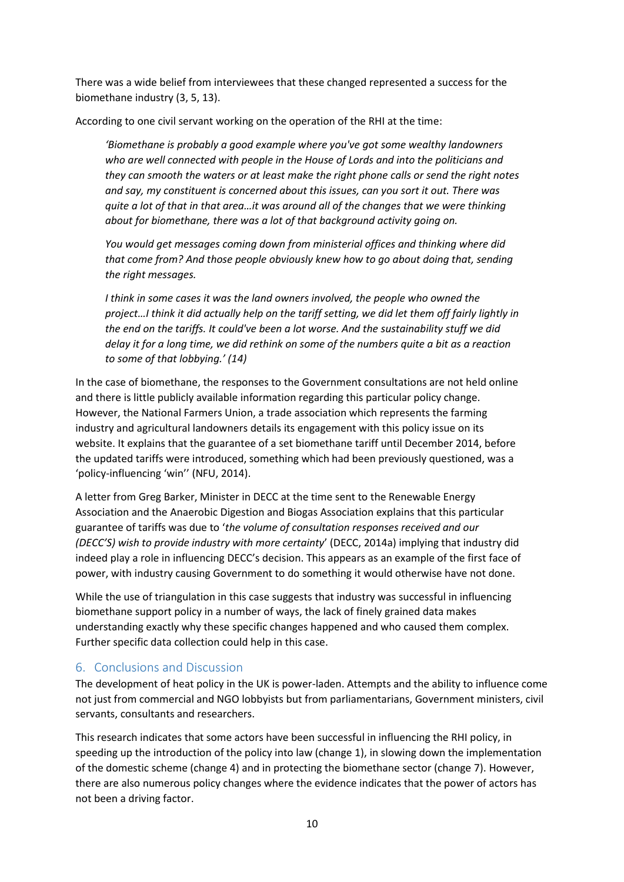There was a wide belief from interviewees that these changed represented a success for the biomethane industry (3, 5, 13).

According to one civil servant working on the operation of the RHI at the time:

> *'Biomethane is probably a good example where you've got some wealthy landowners who are well connected with people in the House of Lords and into the politicians and they can smooth the waters or at least make the right phone calls or send the right notes and say, my constituent is concerned about this issues, can you sort it out. There was quite a lot of that in that area…it was around all of the changes that we were thinking about for biomethane, there was a lot of that background activity going on.*
>
> *You would get messages coming down from ministerial offices and thinking where did that come from? And those people obviously knew how to go about doing that, sending the right messages.*
>
> *I think in some cases it was the land owners involved, the people who owned the project…I think it did actually help on the tariff setting, we did let them off fairly lightly in the end on the tariffs. It could've been a lot worse. And the sustainability stuff we did delay it for a long time, we did rethink on some of the numbers quite a bit as a reaction to some of that lobbying.' (14)*

In the case of biomethane, the responses to the Government consultations are not held online and there is little publicly available information regarding this particular policy change. However, the National Farmers Union, a trade association which represents the farming industry and agricultural landowners details its engagement with this policy issue on its website. It explains that the guarantee of a set biomethane tariff until December 2014, before the updated tariffs were introduced, something which had been previously questioned, was a 'policy-influencing 'win'' (NFU, 2014).

A letter from Greg Barker, Minister in DECC at the time sent to the Renewable Energy Association and the Anaerobic Digestion and Biogas Association explains that this particular guarantee of tariffs was due to '*the volume of consultation responses received and our (DECC'S) wish to provide industry with more certainty*' (DECC, 2014a) implying that industry did indeed play a role in influencing DECC's decision. This appears as an example of the first face of power, with industry causing Government to do something it would otherwise have not done.

While the use of triangulation in this case suggests that industry was successful in influencing biomethane support policy in a number of ways, the lack of finely grained data makes understanding exactly why these specific changes happened and who caused them complex. Further specific data collection could help in this case.

## 6. Conclusions and Discussion

The development of heat policy in the UK is power-laden. Attempts and the ability to influence come not just from commercial and NGO lobbyists but from parliamentarians, Government ministers, civil servants, consultants and researchers.

This research indicates that some actors have been successful in influencing the RHI policy, in speeding up the introduction of the policy into law (change 1), in slowing down the implementation of the domestic scheme (change 4) and in protecting the biomethane sector (change 7). However, there are also numerous policy changes where the evidence indicates that the power of actors has not been a driving factor.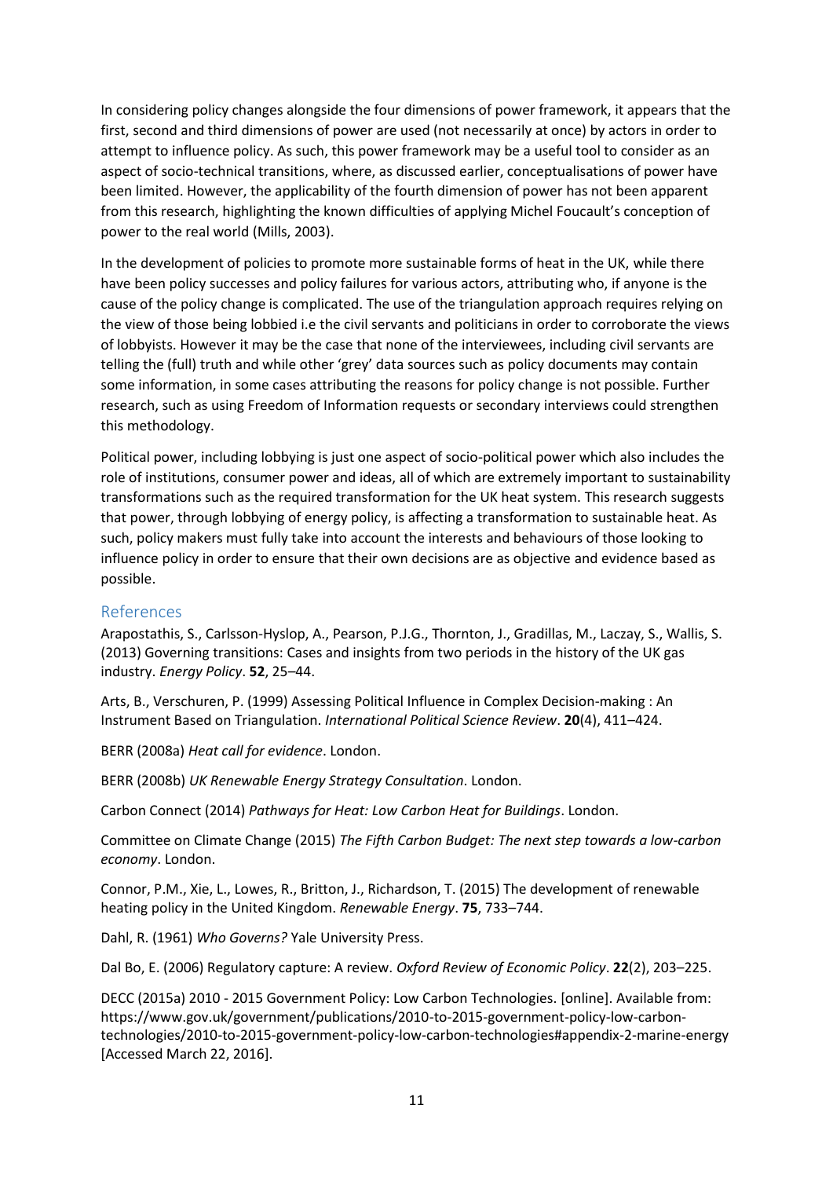In considering policy changes alongside the four dimensions of power framework, it appears that the first, second and third dimensions of power are used (not necessarily at once) by actors in order to attempt to influence policy. As such, this power framework may be a useful tool to consider as an aspect of socio-technical transitions, where, as discussed earlier, conceptualisations of power have been limited. However, the applicability of the fourth dimension of power has not been apparent from this research, highlighting the known difficulties of applying Michel Foucault's conception of power to the real world (Mills, 2003).

In the development of policies to promote more sustainable forms of heat in the UK, while there have been policy successes and policy failures for various actors, attributing who, if anyone is the cause of the policy change is complicated. The use of the triangulation approach requires relying on the view of those being lobbied i.e the civil servants and politicians in order to corroborate the views of lobbyists. However it may be the case that none of the interviewees, including civil servants are telling the (full) truth and while other 'grey' data sources such as policy documents may contain some information, in some cases attributing the reasons for policy change is not possible. Further research, such as using Freedom of Information requests or secondary interviews could strengthen this methodology.

Political power, including lobbying is just one aspect of socio-political power which also includes the role of institutions, consumer power and ideas, all of which are extremely important to sustainability transformations such as the required transformation for the UK heat system. This research suggests that power, through lobbying of energy policy, is affecting a transformation to sustainable heat. As such, policy makers must fully take into account the interests and behaviours of those looking to influence policy in order to ensure that their own decisions are as objective and evidence based as possible.

## References

Arapostathis, S., Carlsson-Hyslop, A., Pearson, P.J.G., Thornton, J., Gradillas, M., Laczay, S., Wallis, S. (2013) Governing transitions: Cases and insights from two periods in the history of the UK gas industry. *Energy Policy*. **52**, 25–44.

Arts, B., Verschuren, P. (1999) Assessing Political Influence in Complex Decision-making : An Instrument Based on Triangulation. *International Political Science Review*. **20**(4), 411–424.

BERR (2008a) *Heat call for evidence*. London.

BERR (2008b) *UK Renewable Energy Strategy Consultation*. London.

Carbon Connect (2014) *Pathways for Heat: Low Carbon Heat for Buildings*. London.

Committee on Climate Change (2015) *The Fifth Carbon Budget: The next step towards a low-carbon economy*. London.

Connor, P.M., Xie, L., Lowes, R., Britton, J., Richardson, T. (2015) The development of renewable heating policy in the United Kingdom. *Renewable Energy*. **75**, 733–744.

Dahl, R. (1961) *Who Governs?* Yale University Press.

Dal Bo, E. (2006) Regulatory capture: A review. *Oxford Review of Economic Policy*. **22**(2), 203–225.

DECC (2015a) 2010 - 2015 Government Policy: Low Carbon Technologies. [online]. Available from: https://www.gov.uk/government/publications/2010-to-2015-government-policy-low-carbon-technologies/2010-to-2015-government-policy-low-carbon-technologies#appendix-2-marine-energy [Accessed March 22, 2016].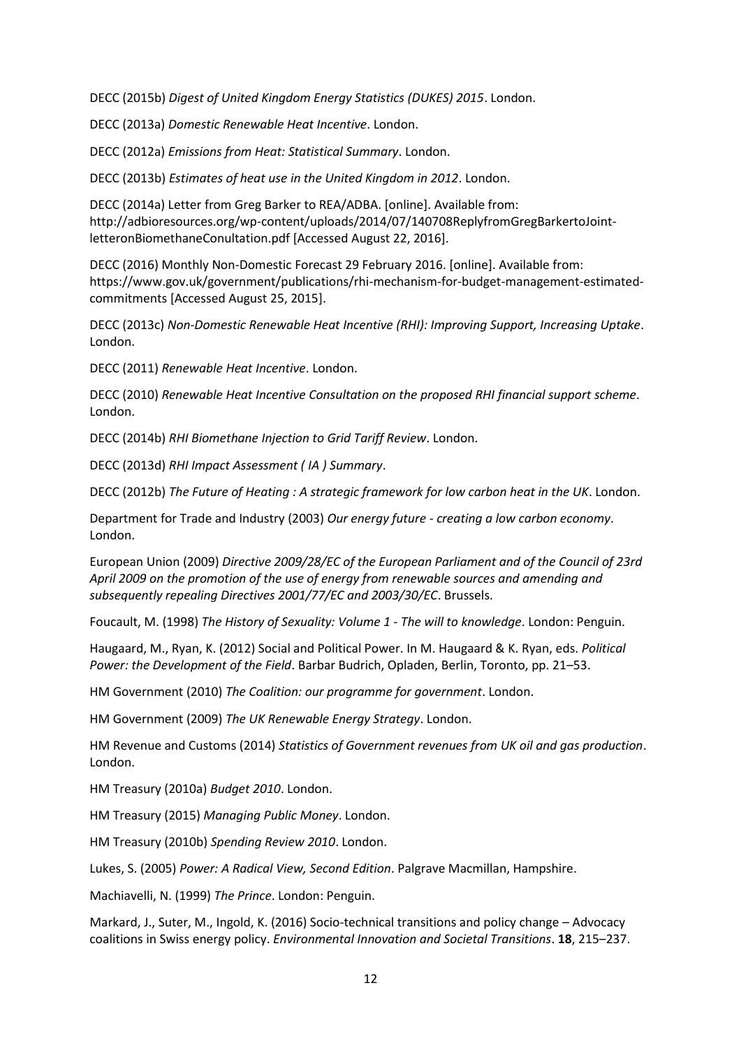DECC (2015b) *Digest of United Kingdom Energy Statistics (DUKES) 2015*. London.

DECC (2013a) *Domestic Renewable Heat Incentive*. London.

DECC (2012a) *Emissions from Heat: Statistical Summary*. London.

DECC (2013b) *Estimates of heat use in the United Kingdom in 2012*. London.

DECC (2014a) Letter from Greg Barker to REA/ADBA. [online]. Available from: http://adbioresources.org/wp-content/uploads/2014/07/140708ReplyfromGregBarkertoJoint-letteronBiomethaneConultation.pdf [Accessed August 22, 2016].

DECC (2016) Monthly Non-Domestic Forecast 29 February 2016. [online]. Available from: https://www.gov.uk/government/publications/rhi-mechanism-for-budget-management-estimated-commitments [Accessed August 25, 2015].

DECC (2013c) *Non-Domestic Renewable Heat Incentive (RHI): Improving Support, Increasing Uptake*. London.

DECC (2011) *Renewable Heat Incentive*. London.

DECC (2010) *Renewable Heat Incentive Consultation on the proposed RHI financial support scheme*. London.

DECC (2014b) *RHI Biomethane Injection to Grid Tariff Review*. London.

DECC (2013d) *RHI Impact Assessment ( IA ) Summary*.

DECC (2012b) *The Future of Heating : A strategic framework for low carbon heat in the UK*. London.

Department for Trade and Industry (2003) *Our energy future - creating a low carbon economy*. London.

European Union (2009) *Directive 2009/28/EC of the European Parliament and of the Council of 23rd April 2009 on the promotion of the use of energy from renewable sources and amending and subsequently repealing Directives 2001/77/EC and 2003/30/EC*. Brussels.

Foucault, M. (1998) *The History of Sexuality: Volume 1 - The will to knowledge*. London: Penguin.

Haugaard, M., Ryan, K. (2012) Social and Political Power. In M. Haugaard & K. Ryan, eds. *Political Power: the Development of the Field*. Barbar Budrich, Opladen, Berlin, Toronto, pp. 21–53.

HM Government (2010) *The Coalition: our programme for government*. London.

HM Government (2009) *The UK Renewable Energy Strategy*. London.

HM Revenue and Customs (2014) *Statistics of Government revenues from UK oil and gas production*. London.

HM Treasury (2010a) *Budget 2010*. London.

HM Treasury (2015) *Managing Public Money*. London.

HM Treasury (2010b) *Spending Review 2010*. London.

Lukes, S. (2005) *Power: A Radical View, Second Edition*. Palgrave Macmillan, Hampshire.

Machiavelli, N. (1999) *The Prince*. London: Penguin.

Markard, J., Suter, M., Ingold, K. (2016) Socio-technical transitions and policy change – Advocacy coalitions in Swiss energy policy. *Environmental Innovation and Societal Transitions*. **18**, 215–237.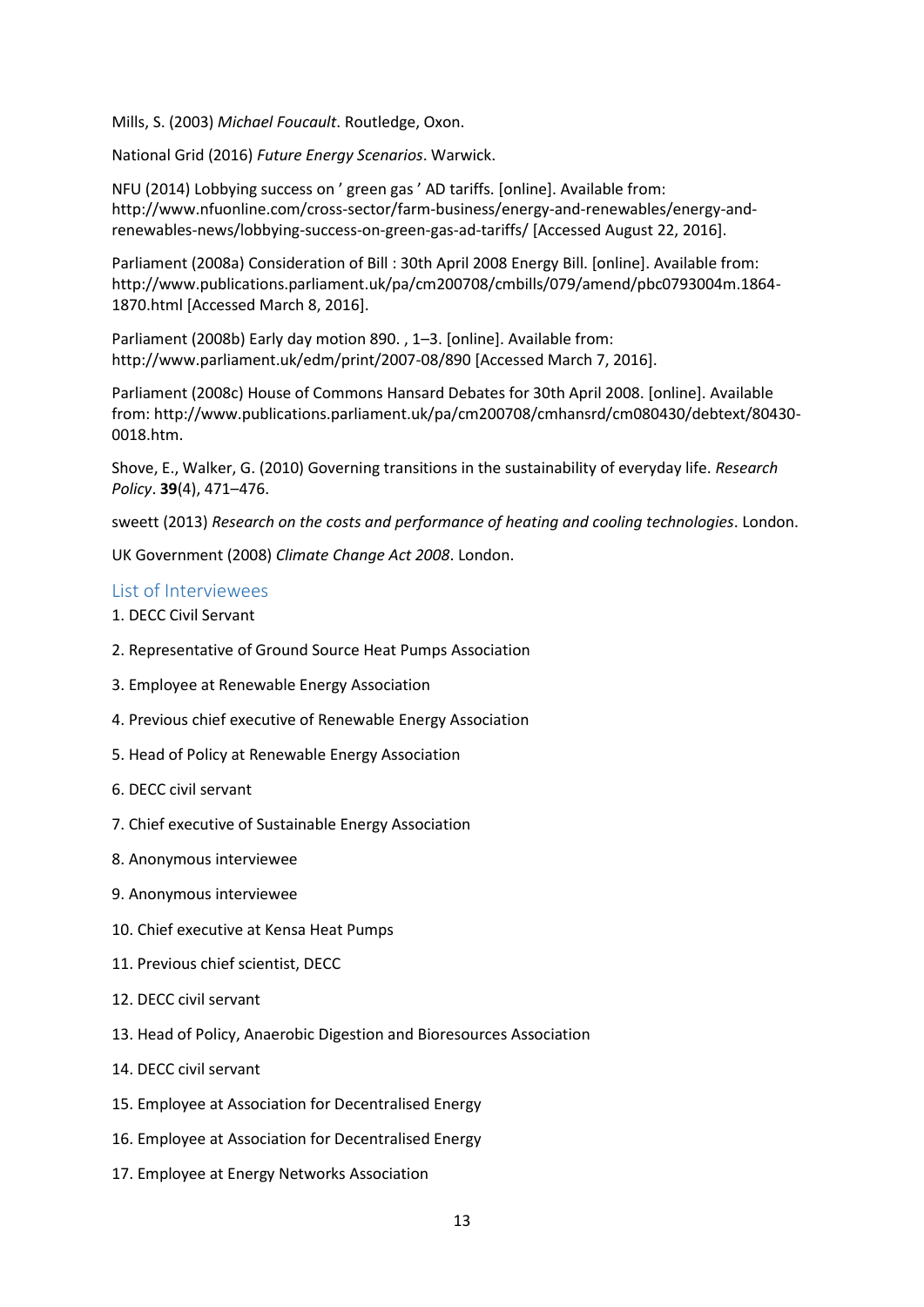Mills, S. (2003) *Michael Foucault*. Routledge, Oxon.

National Grid (2016) *Future Energy Scenarios*. Warwick.

NFU (2014) Lobbying success on ' green gas ' AD tariffs. [online]. Available from: http://www.nfuonline.com/cross-sector/farm-business/energy-and-renewables/energy-and-renewables-news/lobbying-success-on-green-gas-ad-tariffs/ [Accessed August 22, 2016].

Parliament (2008a) Consideration of Bill : 30th April 2008 Energy Bill. [online]. Available from: http://www.publications.parliament.uk/pa/cm200708/cmbills/079/amend/pbc0793004m.1864-1870.html [Accessed March 8, 2016].

Parliament (2008b) Early day motion 890. , 1–3. [online]. Available from: http://www.parliament.uk/edm/print/2007-08/890 [Accessed March 7, 2016].

Parliament (2008c) House of Commons Hansard Debates for 30th April 2008. [online]. Available from: http://www.publications.parliament.uk/pa/cm200708/cmhansrd/cm080430/debtext/80430-0018.htm.

Shove, E., Walker, G. (2010) Governing transitions in the sustainability of everyday life. *Research Policy*. **39**(4), 471–476.

sweett (2013) *Research on the costs and performance of heating and cooling technologies*. London.

UK Government (2008) *Climate Change Act 2008*. London.

## List of Interviewees

1. DECC Civil Servant
2. Representative of Ground Source Heat Pumps Association
3. Employee at Renewable Energy Association
4. Previous chief executive of Renewable Energy Association
5. Head of Policy at Renewable Energy Association
6. DECC civil servant
7. Chief executive of Sustainable Energy Association
8. Anonymous interviewee
9. Anonymous interviewee
10. Chief executive at Kensa Heat Pumps
11. Previous chief scientist, DECC
12. DECC civil servant
13. Head of Policy, Anaerobic Digestion and Bioresources Association
14. DECC civil servant
15. Employee at Association for Decentralised Energy
16. Employee at Association for Decentralised Energy
17. Employee at Energy Networks Association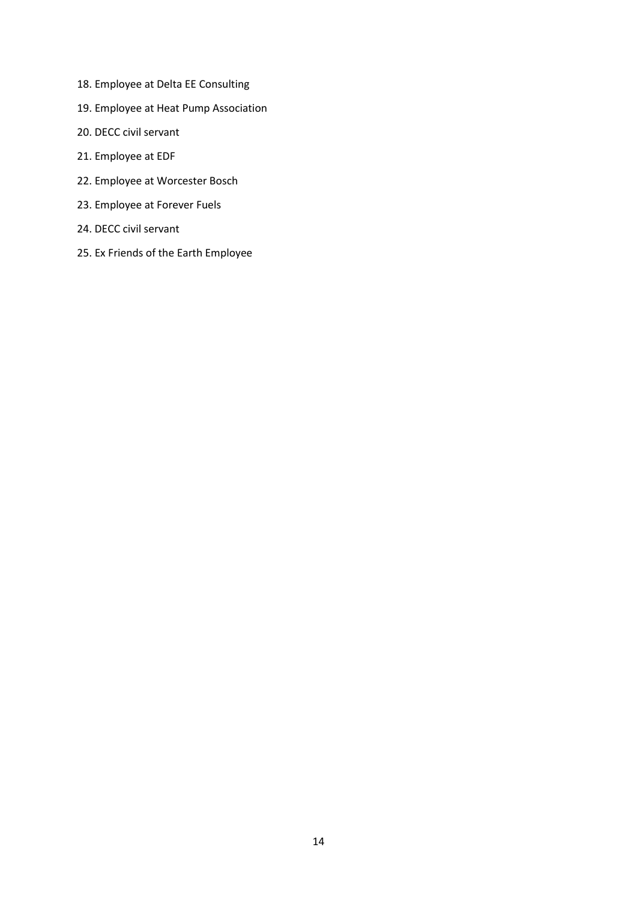18. Employee at Delta EE Consulting
19. Employee at Heat Pump Association
20. DECC civil servant
21. Employee at EDF
22. Employee at Worcester Bosch
23. Employee at Forever Fuels
24. DECC civil servant
25. Ex Friends of the Earth Employee